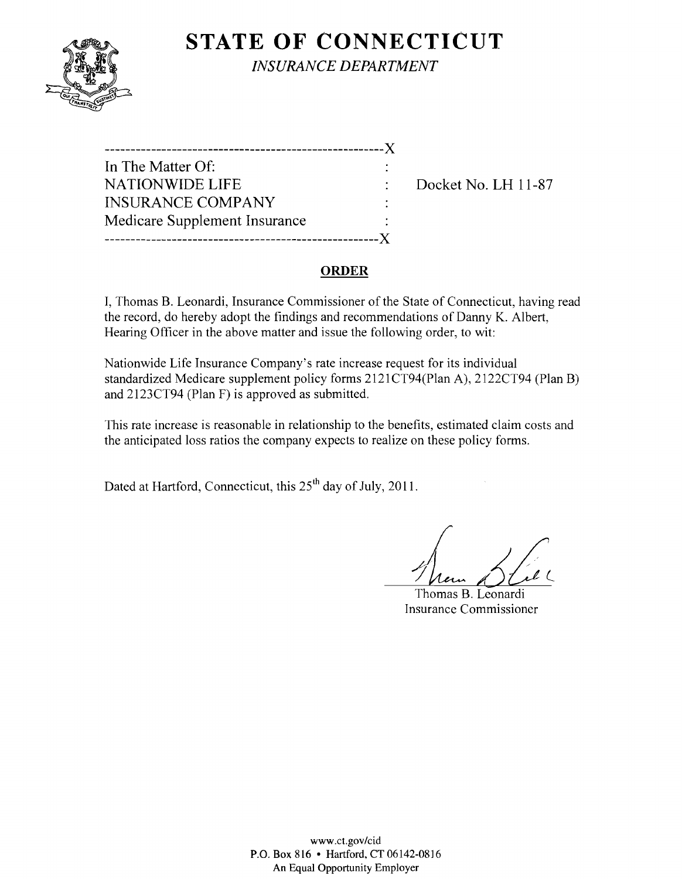# STATE OF CONNECTICUT

*INSURANCE DEPARTMENT*

```
-----------------------------------------------------X
In The Matter Of:                                    :
NATIONWIDE LIFE                                      :    Docket No. LH 11-87
INSURANCE COMPANY                                    :
Medicare Supplement Insurance                        :
-----------------------------------------------------X
```

## ORDER

I, Thomas B. Leonardi, Insurance Commissioner of the State of Connecticut, having read the record, do hereby adopt the findings and recommendations of Danny K. Albert, Hearing Officer in the above matter and issue the following order, to wit:

Nationwide Life Insurance Company's rate increase request for its individual standardized Medicare supplement policy forms 2121CT94(Plan A), 2122CT94 (Plan B) and 2123CT94 (Plan F) is approved as submitted.

This rate increase is reasonable in relationship to the benefits, estimated claim costs and the anticipated loss ratios the company expects to realize on these policy forms.

Dated at Hartford, Connecticut, this 25th day of July, 2011.

Thomas B. Leonardi
Insurance Commissioner

www.ct.gov/cid
P.O. Box 816 • Hartford, CT 06142-0816
An Equal Opportunity Employer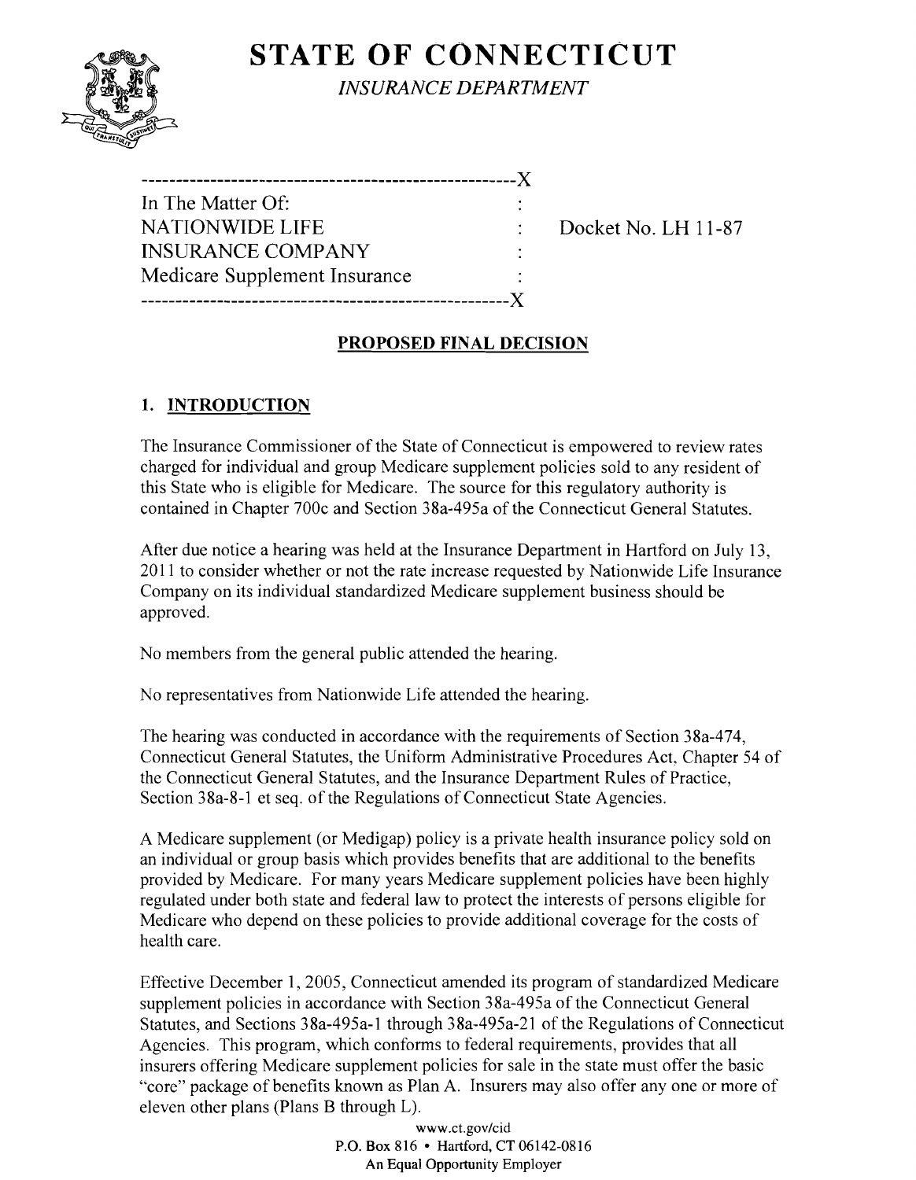# STATE OF CONNECTICUT

*INSURANCE DEPARTMENT*

```
------------------------------------------------------X
In The Matter Of:                                     :
NATIONWIDE LIFE                                       :    Docket No. LH 11-87
INSURANCE COMPANY                                     :
Medicare Supplement Insurance                         :
------------------------------------------------------X
```

## PROPOSED FINAL DECISION

### 1. INTRODUCTION

The Insurance Commissioner of the State of Connecticut is empowered to review rates charged for individual and group Medicare supplement policies sold to any resident of this State who is eligible for Medicare. The source for this regulatory authority is contained in Chapter 700c and Section 38a-495a of the Connecticut General Statutes.

After due notice a hearing was held at the Insurance Department in Hartford on July 13, 2011 to consider whether or not the rate increase requested by Nationwide Life Insurance Company on its individual standardized Medicare supplement business should be approved.

No members from the general public attended the hearing.

No representatives from Nationwide Life attended the hearing.

The hearing was conducted in accordance with the requirements of Section 38a-474, Connecticut General Statutes, the Uniform Administrative Procedures Act, Chapter 54 of the Connecticut General Statutes, and the Insurance Department Rules of Practice, Section 38a-8-1 et seq. of the Regulations of Connecticut State Agencies.

A Medicare supplement (or Medigap) policy is a private health insurance policy sold on an individual or group basis which provides benefits that are additional to the benefits provided by Medicare. For many years Medicare supplement policies have been highly regulated under both state and federal law to protect the interests of persons eligible for Medicare who depend on these policies to provide additional coverage for the costs of health care.

Effective December 1, 2005, Connecticut amended its program of standardized Medicare supplement policies in accordance with Section 38a-495a of the Connecticut General Statutes, and Sections 38a-495a-1 through 38a-495a-21 of the Regulations of Connecticut Agencies. This program, which conforms to federal requirements, provides that all insurers offering Medicare supplement policies for sale in the state must offer the basic "core" package of benefits known as Plan A. Insurers may also offer any one or more of eleven other plans (Plans B through L).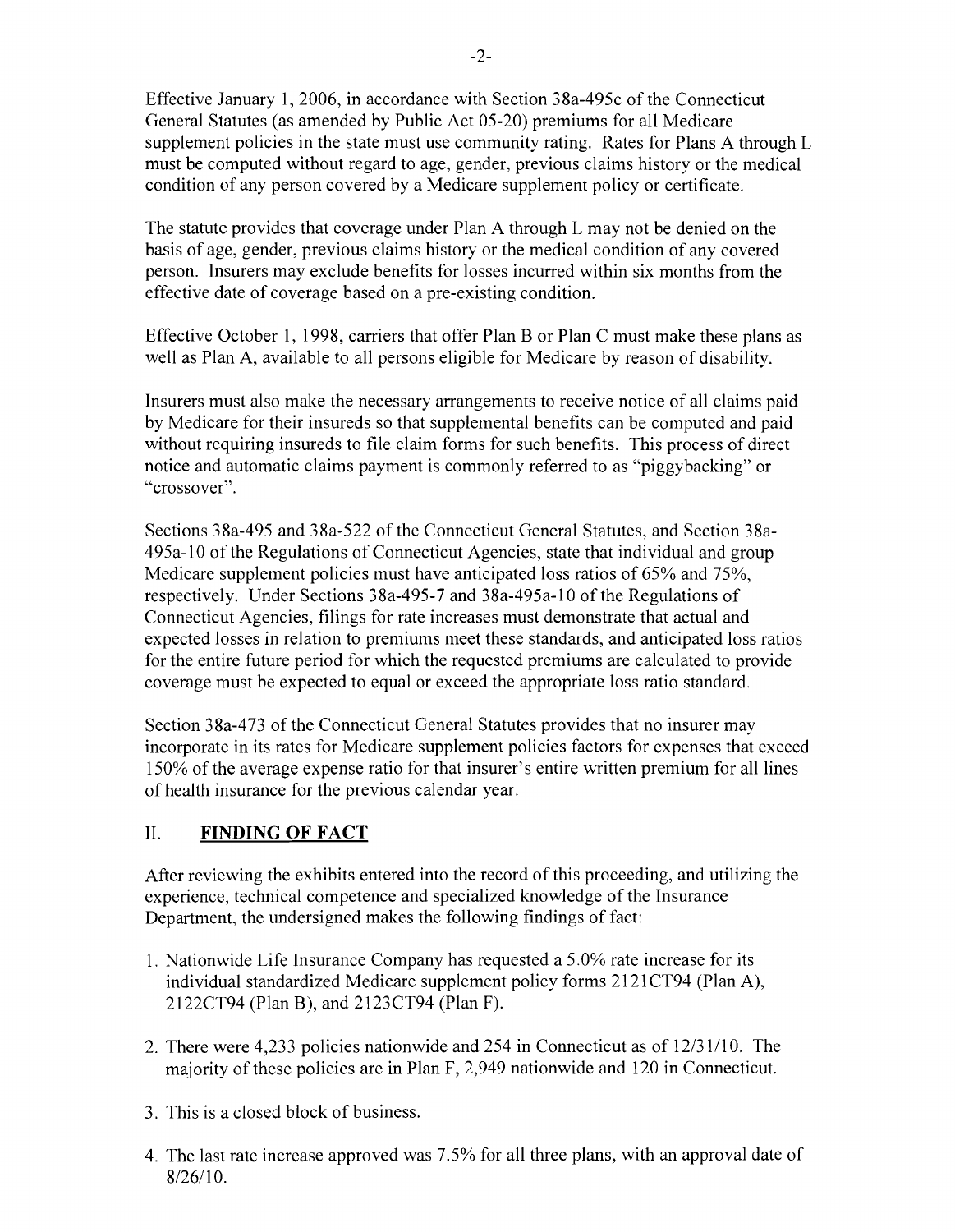Effective January 1, 2006, in accordance with Section 38a-495c of the Connecticut General Statutes (as amended by Public Act 05-20) premiums for all Medicare supplement policies in the state must use community rating. Rates for Plans A through L must be computed without regard to age, gender, previous claims history or the medical condition of any person covered by a Medicare supplement policy or certificate.

The statute provides that coverage under Plan A through L may not be denied on the basis of age, gender, previous claims history or the medical condition of any covered person. Insurers may exclude benefits for losses incurred within six months from the effective date of coverage based on a pre-existing condition.

Effective October 1, 1998, carriers that offer Plan B or Plan C must make these plans as well as Plan A, available to all persons eligible for Medicare by reason of disability.

Insurers must also make the necessary arrangements to receive notice of all claims paid by Medicare for their insureds so that supplemental benefits can be computed and paid without requiring insureds to file claim forms for such benefits. This process of direct notice and automatic claims payment is commonly referred to as "piggybacking" or "crossover".

Sections 38a-495 and 38a-522 of the Connecticut General Statutes, and Section 38a-495a-10 of the Regulations of Connecticut Agencies, state that individual and group Medicare supplement policies must have anticipated loss ratios of 65% and 75%, respectively. Under Sections 38a-495-7 and 38a-495a-10 of the Regulations of Connecticut Agencies, filings for rate increases must demonstrate that actual and expected losses in relation to premiums meet these standards, and anticipated loss ratios for the entire future period for which the requested premiums are calculated to provide coverage must be expected to equal or exceed the appropriate loss ratio standard.

Section 38a-473 of the Connecticut General Statutes provides that no insurer may incorporate in its rates for Medicare supplement policies factors for expenses that exceed 150% of the average expense ratio for that insurer's entire written premium for all lines of health insurance for the previous calendar year.

## II. FINDING OF FACT

After reviewing the exhibits entered into the record of this proceeding, and utilizing the experience, technical competence and specialized knowledge of the Insurance Department, the undersigned makes the following findings of fact:

1. Nationwide Life Insurance Company has requested a 5.0% rate increase for its individual standardized Medicare supplement policy forms 2121CT94 (Plan A), 2122CT94 (Plan B), and 2123CT94 (Plan F).

2. There were 4,233 policies nationwide and 254 in Connecticut as of 12/31/10. The majority of these policies are in Plan F, 2,949 nationwide and 120 in Connecticut.

3. This is a closed block of business.

4. The last rate increase approved was 7.5% for all three plans, with an approval date of 8/26/10.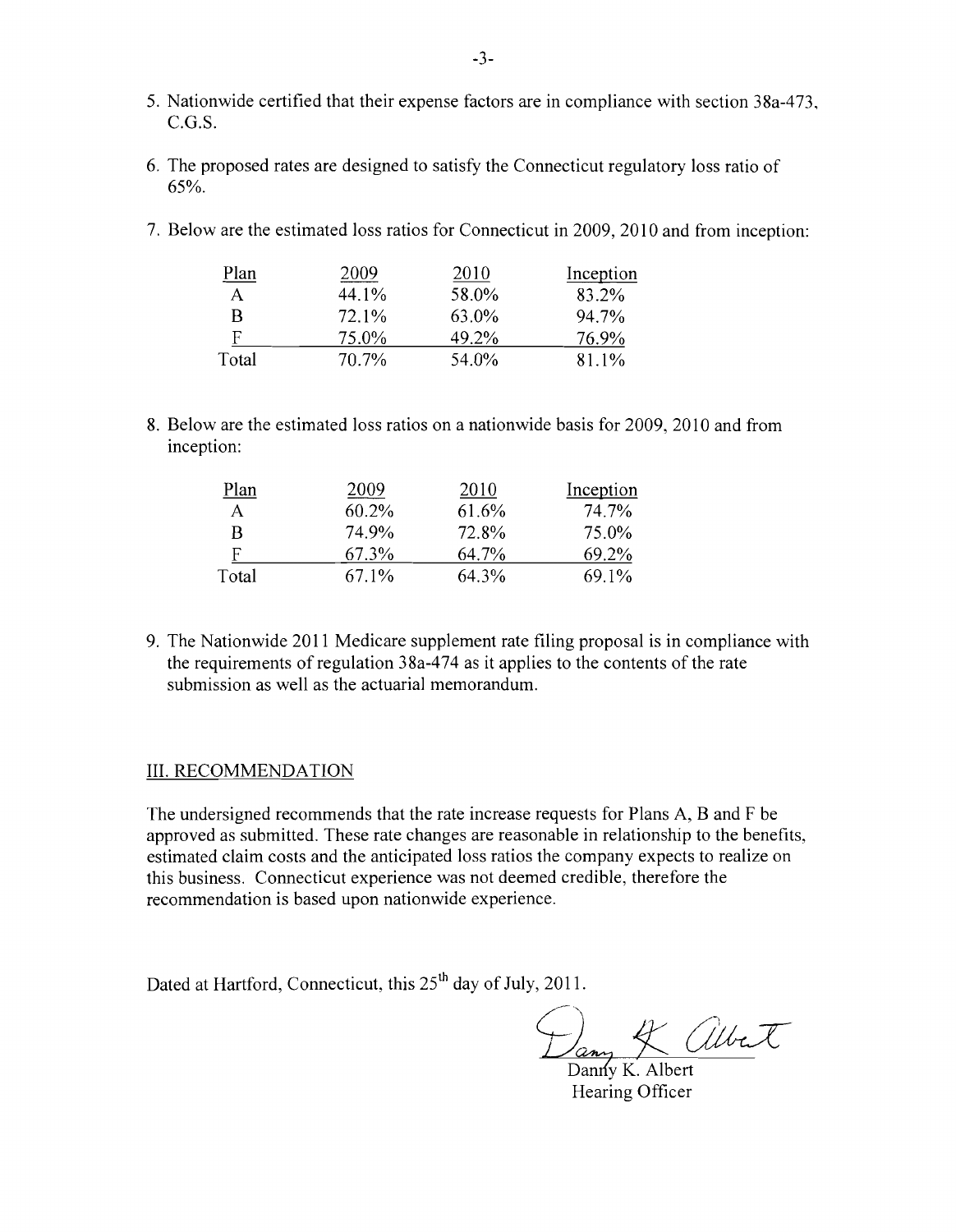5. Nationwide certified that their expense factors are in compliance with section 38a-473, C.G.S.

6. The proposed rates are designed to satisfy the Connecticut regulatory loss ratio of 65%.

7. Below are the estimated loss ratios for Connecticut in 2009, 2010 and from inception:

| Plan | 2009 | 2010 | Inception |
|---|---|---|---|
| A | 44.1% | 58.0% | 83.2% |
| B | 72.1% | 63.0% | 94.7% |
| F | 75.0% | 49.2% | 76.9% |
| Total | 70.7% | 54.0% | 81.1% |

8. Below are the estimated loss ratios on a nationwide basis for 2009, 2010 and from inception:

| Plan | 2009 | 2010 | Inception |
|---|---|---|---|
| A | 60.2% | 61.6% | 74.7% |
| B | 74.9% | 72.8% | 75.0% |
| F | 67.3% | 64.7% | 69.2% |
| Total | 67.1% | 64.3% | 69.1% |

9. The Nationwide 2011 Medicare supplement rate filing proposal is in compliance with the requirements of regulation 38a-474 as it applies to the contents of the rate submission as well as the actuarial memorandum.

## III. RECOMMENDATION

The undersigned recommends that the rate increase requests for Plans A, B and F be approved as submitted. These rate changes are reasonable in relationship to the benefits, estimated claim costs and the anticipated loss ratios the company expects to realize on this business. Connecticut experience was not deemed credible, therefore the recommendation is based upon nationwide experience.

Dated at Hartford, Connecticut, this 25th day of July, 2011.

Danny K. Albert
Hearing Officer